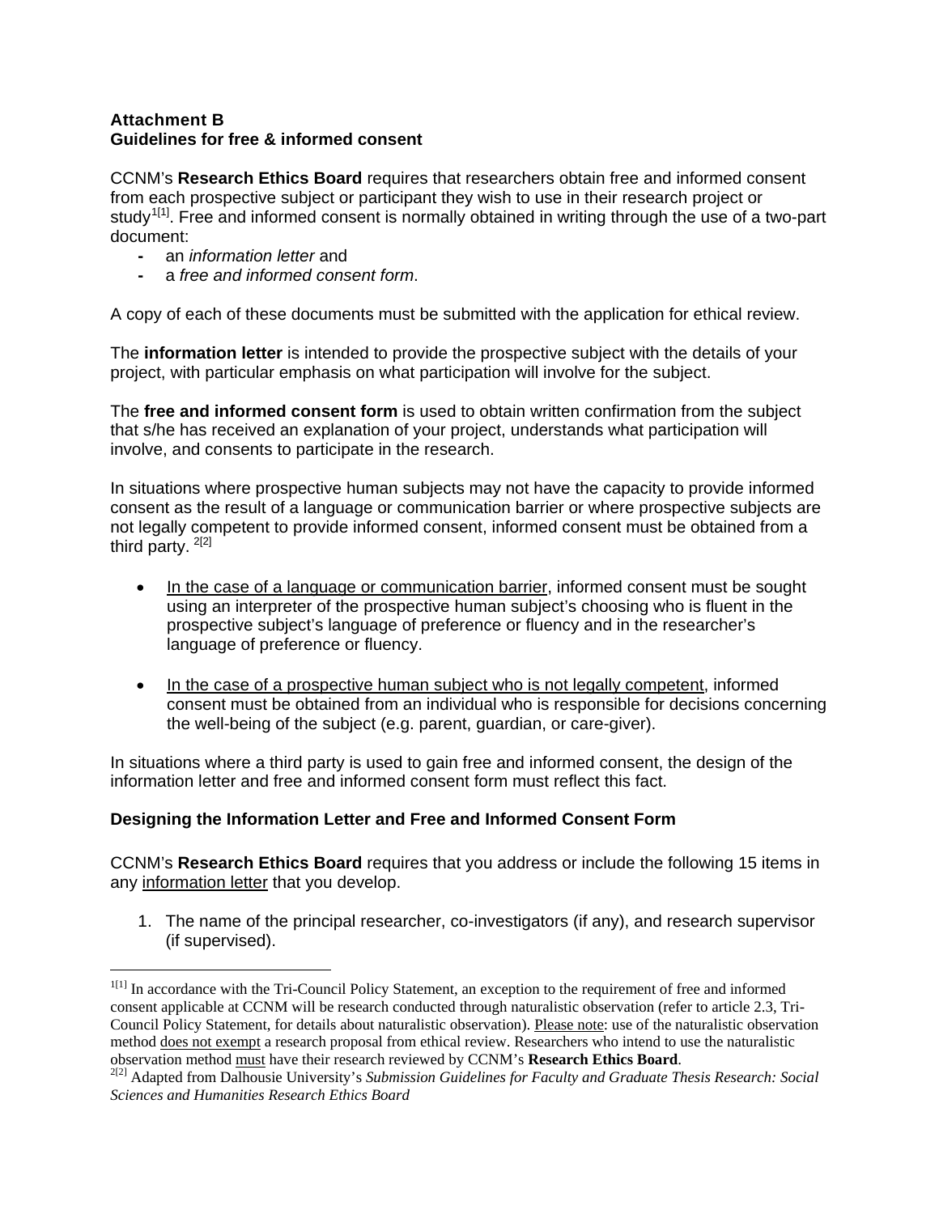**Attachment B**
**Guidelines for free & informed consent**

CCNM's **Research Ethics Board** requires that researchers obtain free and informed consent from each prospective subject or participant they wish to use in their research project or study[1]. Free and informed consent is normally obtained in writing through the use of a two-part document:

- an *information letter* and
- a *free and informed consent form*.

A copy of each of these documents must be submitted with the application for ethical review.

The **information letter** is intended to provide the prospective subject with the details of your project, with particular emphasis on what participation will involve for the subject.

The **free and informed consent form** is used to obtain written confirmation from the subject that s/he has received an explanation of your project, understands what participation will involve, and consents to participate in the research.

In situations where prospective human subjects may not have the capacity to provide informed consent as the result of a language or communication barrier or where prospective subjects are not legally competent to provide informed consent, informed consent must be obtained from a third party. [2]

- <u>In the case of a language or communication barrier</u>, informed consent must be sought using an interpreter of the prospective human subject's choosing who is fluent in the prospective subject's language of preference or fluency and in the researcher's language of preference or fluency.

- <u>In the case of a prospective human subject who is not legally competent</u>, informed consent must be obtained from an individual who is responsible for decisions concerning the well-being of the subject (e.g. parent, guardian, or care-giver).

In situations where a third party is used to gain free and informed consent, the design of the information letter and free and informed consent form must reflect this fact.

**Designing the Information Letter and Free and Informed Consent Form**

CCNM's **Research Ethics Board** requires that you address or include the following 15 items in any <u>information letter</u> that you develop.

1. The name of the principal researcher, co-investigators (if any), and research supervisor (if supervised).

---

[1] In accordance with the Tri-Council Policy Statement, an exception to the requirement of free and informed consent applicable at CCNM will be research conducted through naturalistic observation (refer to article 2.3, Tri-Council Policy Statement, for details about naturalistic observation). <u>Please note</u>: use of the naturalistic observation method <u>does not exempt</u> a research proposal from ethical review. Researchers who intend to use the naturalistic observation method <u>must</u> have their research reviewed by CCNM's **Research Ethics Board**.

[2] Adapted from Dalhousie University's *Submission Guidelines for Faculty and Graduate Thesis Research: Social Sciences and Humanities Research Ethics Board*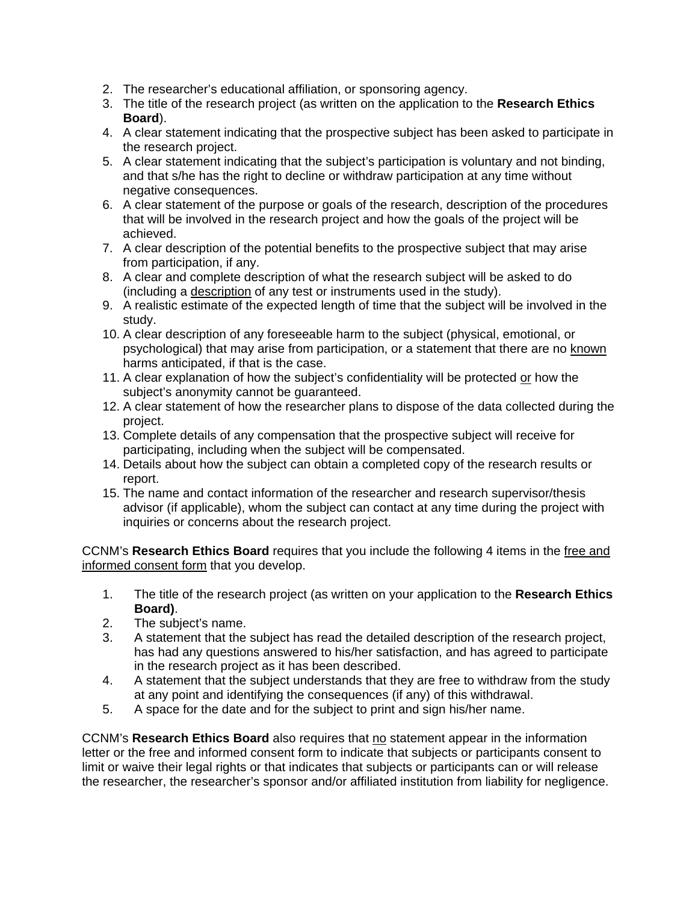2. The researcher's educational affiliation, or sponsoring agency.
3. The title of the research project (as written on the application to the **Research Ethics Board**).
4. A clear statement indicating that the prospective subject has been asked to participate in the research project.
5. A clear statement indicating that the subject's participation is voluntary and not binding, and that s/he has the right to decline or withdraw participation at any time without negative consequences.
6. A clear statement of the purpose or goals of the research, description of the procedures that will be involved in the research project and how the goals of the project will be achieved.
7. A clear description of the potential benefits to the prospective subject that may arise from participation, if any.
8. A clear and complete description of what the research subject will be asked to do (including a <u>description</u> of any test or instruments used in the study).
9. A realistic estimate of the expected length of time that the subject will be involved in the study.
10. A clear description of any foreseeable harm to the subject (physical, emotional, or psychological) that may arise from participation, or a statement that there are no <u>known</u> harms anticipated, if that is the case.
11. A clear explanation of how the subject's confidentiality will be protected <u>or</u> how the subject's anonymity cannot be guaranteed.
12. A clear statement of how the researcher plans to dispose of the data collected during the project.
13. Complete details of any compensation that the prospective subject will receive for participating, including when the subject will be compensated.
14. Details about how the subject can obtain a completed copy of the research results or report.
15. The name and contact information of the researcher and research supervisor/thesis advisor (if applicable), whom the subject can contact at any time during the project with inquiries or concerns about the research project.

CCNM's **Research Ethics Board** requires that you include the following 4 items in the <u>free and informed consent form</u> that you develop.

1. The title of the research project (as written on your application to the **Research Ethics Board)**.
2. The subject's name.
3. A statement that the subject has read the detailed description of the research project, has had any questions answered to his/her satisfaction, and has agreed to participate in the research project as it has been described.
4. A statement that the subject understands that they are free to withdraw from the study at any point and identifying the consequences (if any) of this withdrawal.
5. A space for the date and for the subject to print and sign his/her name.

CCNM's **Research Ethics Board** also requires that <u>no</u> statement appear in the information letter or the free and informed consent form to indicate that subjects or participants consent to limit or waive their legal rights or that indicates that subjects or participants can or will release the researcher, the researcher's sponsor and/or affiliated institution from liability for negligence.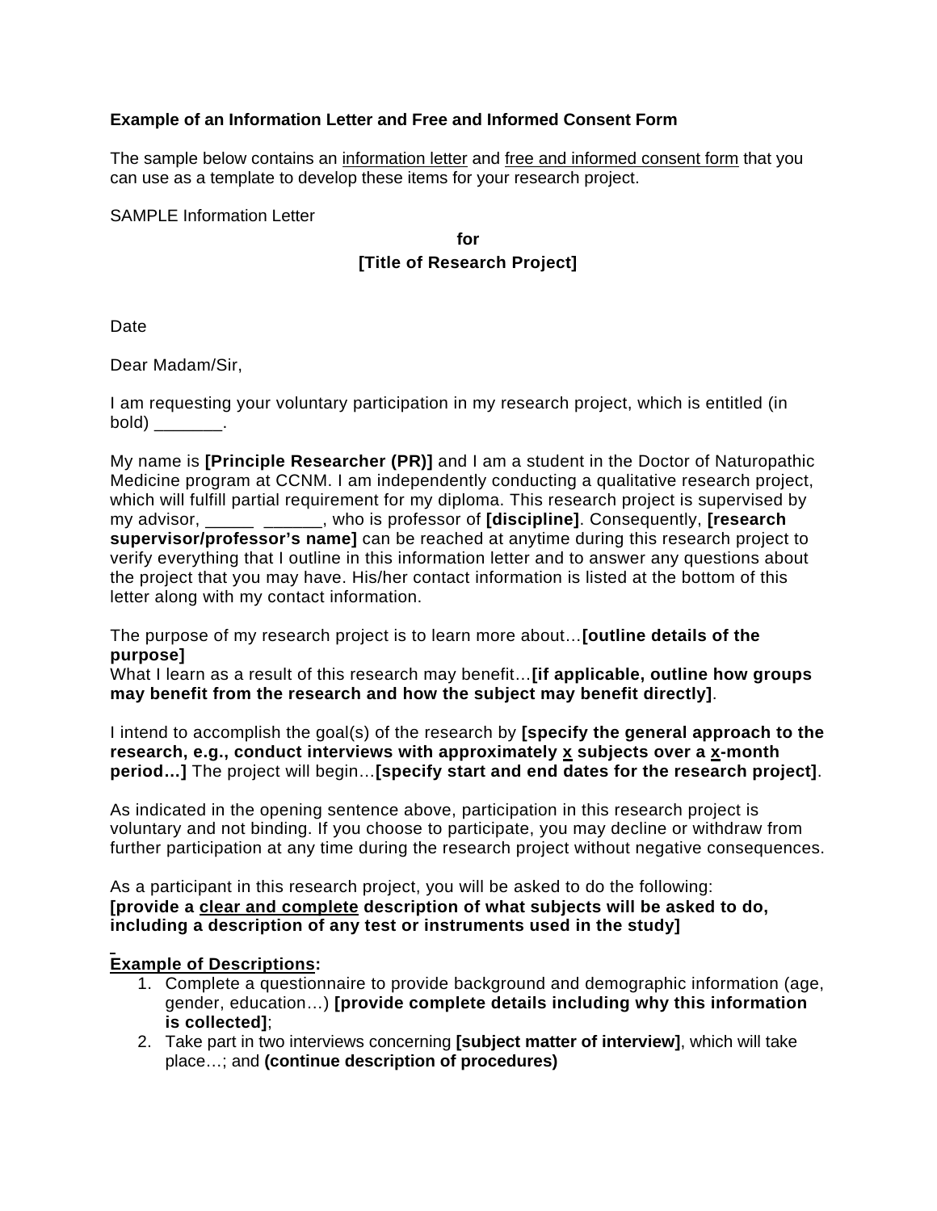**Example of an Information Letter and Free and Informed Consent Form**

The sample below contains an <u>information letter</u> and <u>free and informed consent form</u> that you can use as a template to develop these items for your research project.

SAMPLE Information Letter

**for**
**[Title of Research Project]**

Date

Dear Madam/Sir,

I am requesting your voluntary participation in my research project, which is entitled (in bold) _______.

My name is **[Principle Researcher (PR)]** and I am a student in the Doctor of Naturopathic Medicine program at CCNM. I am independently conducting a qualitative research project, which will fulfill partial requirement for my diploma. This research project is supervised by my advisor, _____ ______, who is professor of **[discipline]**. Consequently, **[research supervisor/professor's name]** can be reached at anytime during this research project to verify everything that I outline in this information letter and to answer any questions about the project that you may have. His/her contact information is listed at the bottom of this letter along with my contact information.

The purpose of my research project is to learn more about…**[outline details of the purpose]**
What I learn as a result of this research may benefit…**[if applicable, outline how groups may benefit from the research and how the subject may benefit directly]**.

I intend to accomplish the goal(s) of the research by **[specify the general approach to the research, e.g., conduct interviews with approximately <u>x</u> subjects over a <u>x</u>-month period…]** The project will begin…**[specify start and end dates for the research project]**.

As indicated in the opening sentence above, participation in this research project is voluntary and not binding. If you choose to participate, you may decline or withdraw from further participation at any time during the research project without negative consequences.

As a participant in this research project, you will be asked to do the following:
**[provide a <u>clear and complete</u> description of what subjects will be asked to do, including a description of any test or instruments used in the study]**

**<u>Example of Descriptions</u>:**

1. Complete a questionnaire to provide background and demographic information (age, gender, education…) **[provide complete details including why this information is collected]**;
2. Take part in two interviews concerning **[subject matter of interview]**, which will take place…; and **(continue description of procedures)**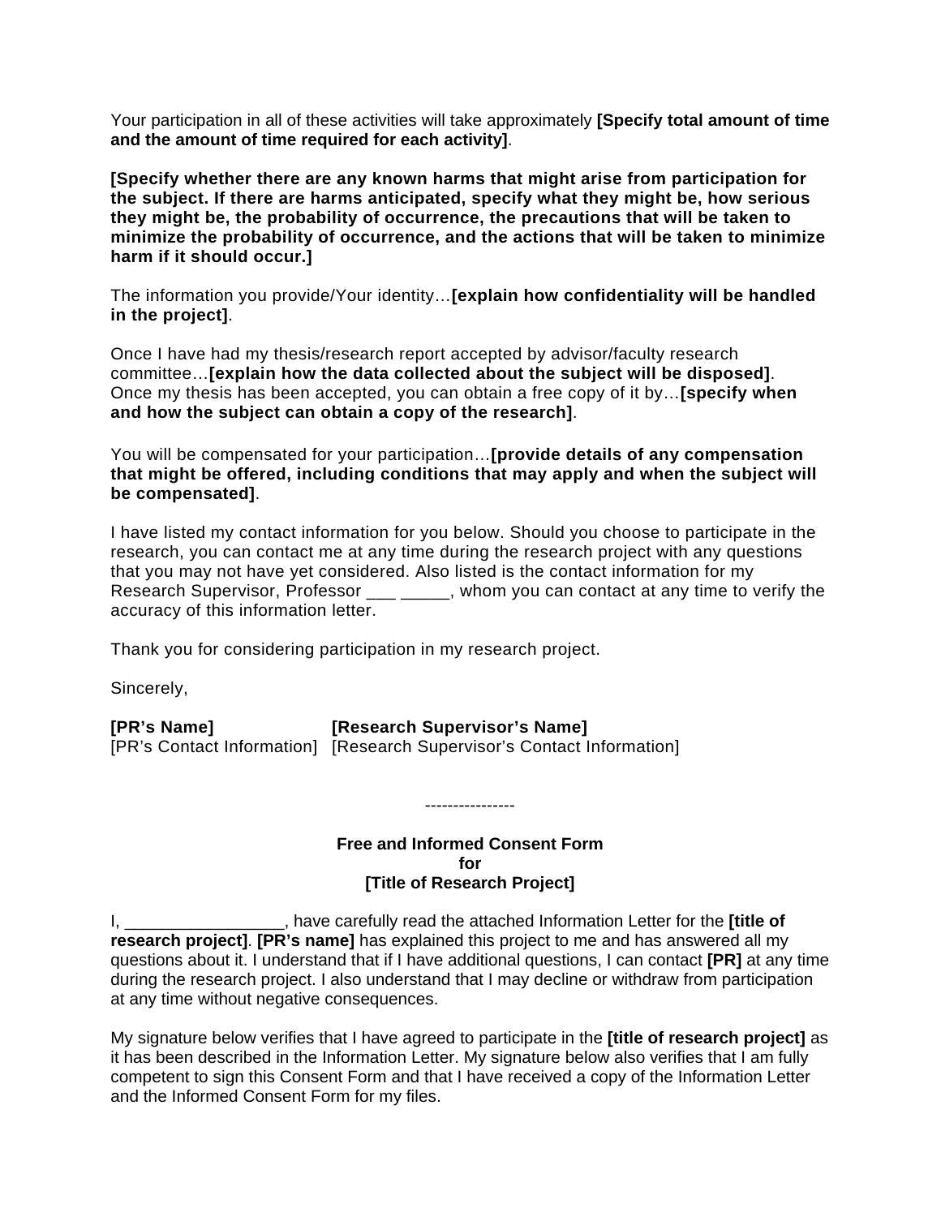Your participation in all of these activities will take approximately **[Specify total amount of time and the amount of time required for each activity]**.

**[Specify whether there are any known harms that might arise from participation for the subject. If there are harms anticipated, specify what they might be, how serious they might be, the probability of occurrence, the precautions that will be taken to minimize the probability of occurrence, and the actions that will be taken to minimize harm if it should occur.]**

The information you provide/Your identity…**[explain how confidentiality will be handled in the project]**.

Once I have had my thesis/research report accepted by advisor/faculty research committee…**[explain how the data collected about the subject will be disposed]**. Once my thesis has been accepted, you can obtain a free copy of it by…**[specify when and how the subject can obtain a copy of the research]**.

You will be compensated for your participation…**[provide details of any compensation that might be offered, including conditions that may apply and when the subject will be compensated]**.

I have listed my contact information for you below. Should you choose to participate in the research, you can contact me at any time during the research project with any questions that you may not have yet considered. Also listed is the contact information for my Research Supervisor, Professor ___ _____, whom you can contact at any time to verify the accuracy of this information letter.

Thank you for considering participation in my research project.

Sincerely,

| **[PR's Name]** | **[Research Supervisor's Name]** |
| --- | --- |
| [PR's Contact Information] | [Research Supervisor's Contact Information] |

----------------

**Free and Informed Consent Form**
**for**
**[Title of Research Project]**

I, ________________, have carefully read the attached Information Letter for the **[title of research project]**. **[PR's name]** has explained this project to me and has answered all my questions about it. I understand that if I have additional questions, I can contact **[PR]** at any time during the research project. I also understand that I may decline or withdraw from participation at any time without negative consequences.

My signature below verifies that I have agreed to participate in the **[title of research project]** as it has been described in the Information Letter. My signature below also verifies that I am fully competent to sign this Consent Form and that I have received a copy of the Information Letter and the Informed Consent Form for my files.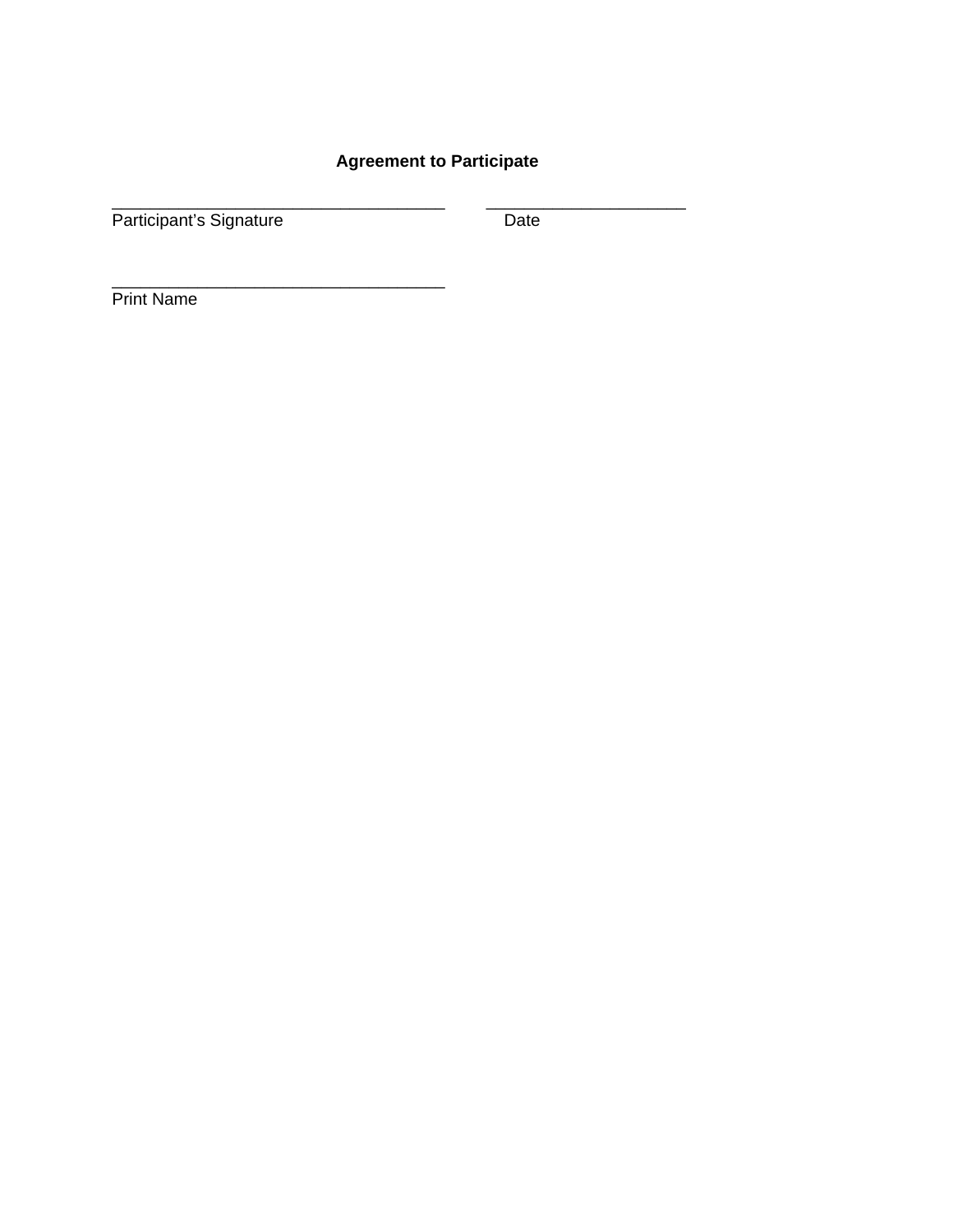**Agreement to Participate**

\_\_\_\_\_\_\_\_\_\_\_\_\_\_\_\_\_\_\_\_\_\_\_\_\_\_\_\_\_\_\_\_\_\_\_\_ &nbsp;&nbsp;&nbsp;&nbsp; \_\_\_\_\_\_\_\_\_\_\_\_\_\_\_\_\_\_\_\_\_\_

Participant's Signature &nbsp;&nbsp;&nbsp;&nbsp;&nbsp;&nbsp;&nbsp;&nbsp;&nbsp;&nbsp;&nbsp;&nbsp;&nbsp;&nbsp;&nbsp;&nbsp;&nbsp;&nbsp;&nbsp;&nbsp; Date

\_\_\_\_\_\_\_\_\_\_\_\_\_\_\_\_\_\_\_\_\_\_\_\_\_\_\_\_\_\_\_\_\_\_\_\_

Print Name